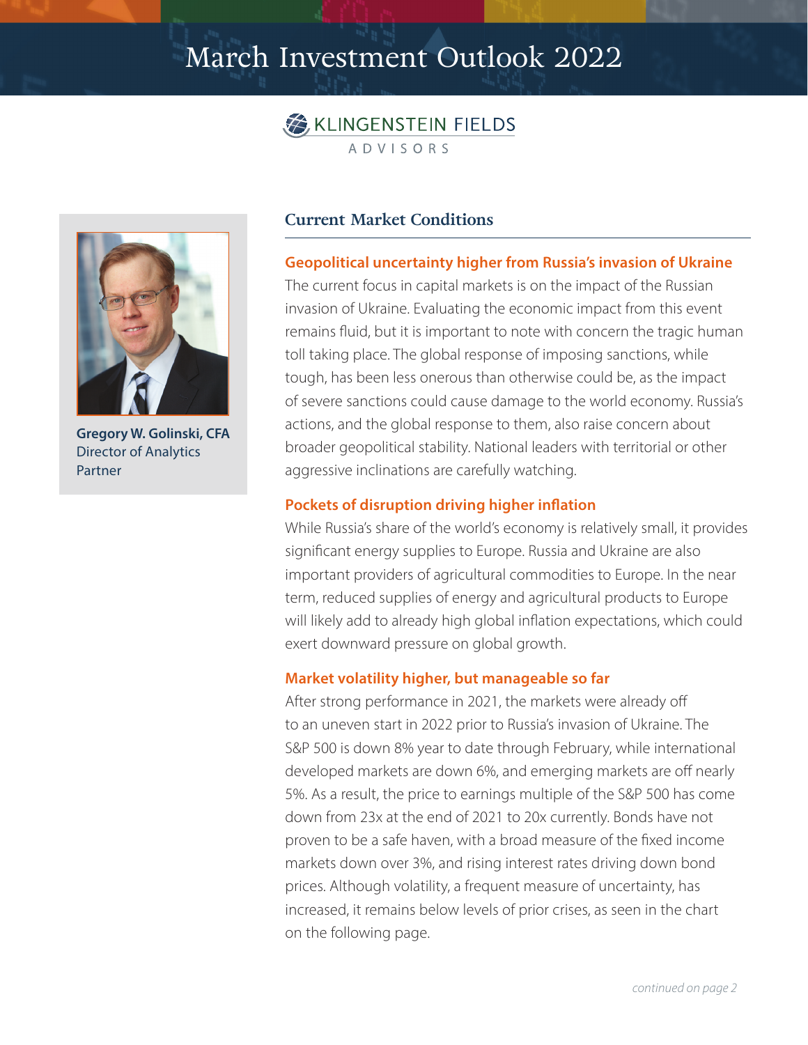# March Investment Outlook 2022

KLINGENSTEIN FIELDS ADVISORS

**Gregory W. Golinski, CFA**
Director of Analytics
Partner

## Current Market Conditions

### Geopolitical uncertainty higher from Russia's invasion of Ukraine

The current focus in capital markets is on the impact of the Russian invasion of Ukraine. Evaluating the economic impact from this event remains fluid, but it is important to note with concern the tragic human toll taking place. The global response of imposing sanctions, while tough, has been less onerous than otherwise could be, as the impact of severe sanctions could cause damage to the world economy. Russia's actions, and the global response to them, also raise concern about broader geopolitical stability. National leaders with territorial or other aggressive inclinations are carefully watching.

### Pockets of disruption driving higher inflation

While Russia's share of the world's economy is relatively small, it provides significant energy supplies to Europe. Russia and Ukraine are also important providers of agricultural commodities to Europe. In the near term, reduced supplies of energy and agricultural products to Europe will likely add to already high global inflation expectations, which could exert downward pressure on global growth.

### Market volatility higher, but manageable so far

After strong performance in 2021, the markets were already off to an uneven start in 2022 prior to Russia's invasion of Ukraine. The S&P 500 is down 8% year to date through February, while international developed markets are down 6%, and emerging markets are off nearly 5%. As a result, the price to earnings multiple of the S&P 500 has come down from 23x at the end of 2021 to 20x currently. Bonds have not proven to be a safe haven, with a broad measure of the fixed income markets down over 3%, and rising interest rates driving down bond prices. Although volatility, a frequent measure of uncertainty, has increased, it remains below levels of prior crises, as seen in the chart on the following page.

*continued on page 2*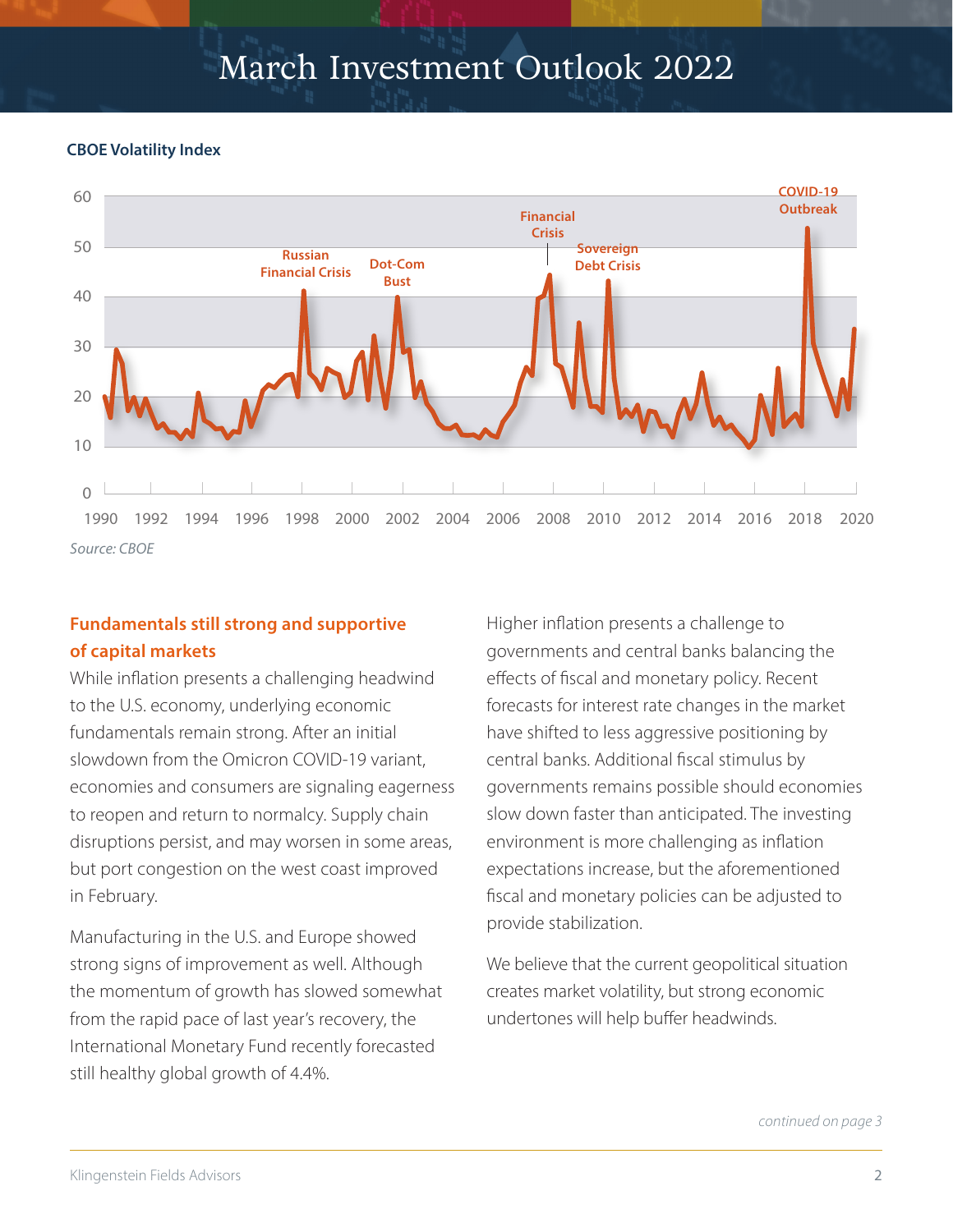# March Investment Outlook 2022

**CBOE Volatility Index**

*Source: CBOE*

## Fundamentals still strong and supportive of capital markets

While inflation presents a challenging headwind to the U.S. economy, underlying economic fundamentals remain strong. After an initial slowdown from the Omicron COVID-19 variant, economies and consumers are signaling eagerness to reopen and return to normalcy. Supply chain disruptions persist, and may worsen in some areas, but port congestion on the west coast improved in February.

Manufacturing in the U.S. and Europe showed strong signs of improvement as well. Although the momentum of growth has slowed somewhat from the rapid pace of last year's recovery, the International Monetary Fund recently forecasted still healthy global growth of 4.4%.

Higher inflation presents a challenge to governments and central banks balancing the effects of fiscal and monetary policy. Recent forecasts for interest rate changes in the market have shifted to less aggressive positioning by central banks. Additional fiscal stimulus by governments remains possible should economies slow down faster than anticipated. The investing environment is more challenging as inflation expectations increase, but the aforementioned fiscal and monetary policies can be adjusted to provide stabilization.

We believe that the current geopolitical situation creates market volatility, but strong economic undertones will help buffer headwinds.

*continued on page 3*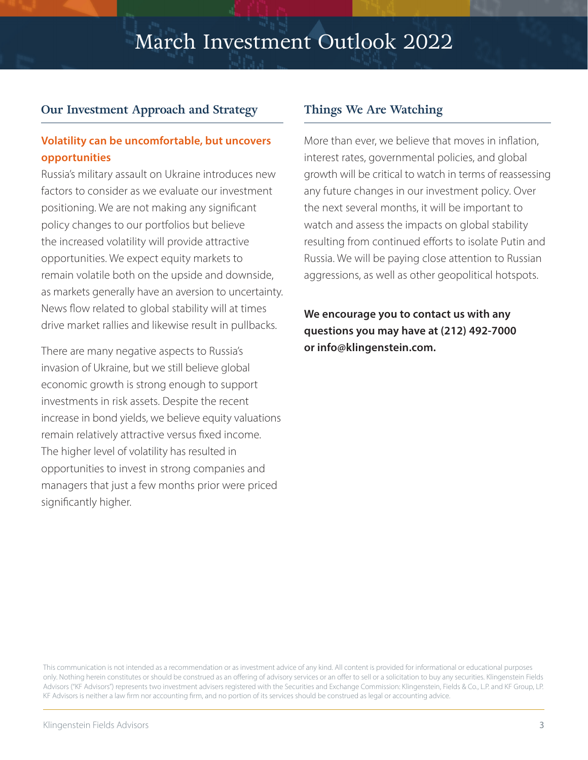# March Investment Outlook 2022

## Our Investment Approach and Strategy

### Volatility can be uncomfortable, but uncovers opportunities

Russia's military assault on Ukraine introduces new factors to consider as we evaluate our investment positioning. We are not making any significant policy changes to our portfolios but believe the increased volatility will provide attractive opportunities. We expect equity markets to remain volatile both on the upside and downside, as markets generally have an aversion to uncertainty. News flow related to global stability will at times drive market rallies and likewise result in pullbacks.

There are many negative aspects to Russia's invasion of Ukraine, but we still believe global economic growth is strong enough to support investments in risk assets. Despite the recent increase in bond yields, we believe equity valuations remain relatively attractive versus fixed income. The higher level of volatility has resulted in opportunities to invest in strong companies and managers that just a few months prior were priced significantly higher.

## Things We Are Watching

More than ever, we believe that moves in inflation, interest rates, governmental policies, and global growth will be critical to watch in terms of reassessing any future changes in our investment policy. Over the next several months, it will be important to watch and assess the impacts on global stability resulting from continued efforts to isolate Putin and Russia. We will be paying close attention to Russian aggressions, as well as other geopolitical hotspots.

**We encourage you to contact us with any questions you may have at (212) 492-7000 or info@klingenstein.com.**

This communication is not intended as a recommendation or as investment advice of any kind. All content is provided for informational or educational purposes only. Nothing herein constitutes or should be construed as an offering of advisory services or an offer to sell or a solicitation to buy any securities. Klingenstein Fields Advisors ("KF Advisors") represents two investment advisers registered with the Securities and Exchange Commission: Klingenstein, Fields & Co., L.P. and KF Group, LP. KF Advisors is neither a law firm nor accounting firm, and no portion of its services should be construed as legal or accounting advice.